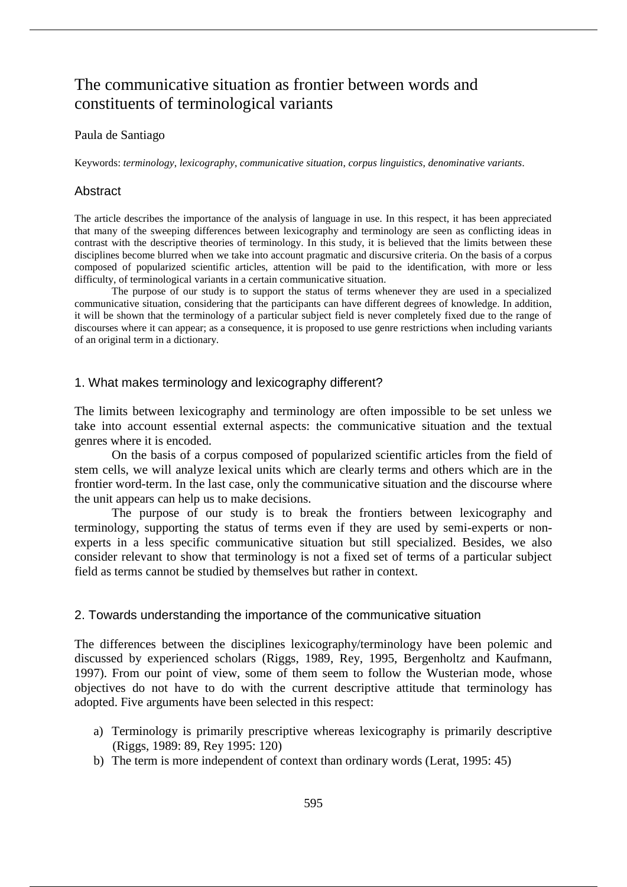# The communicative situation as frontier between words and constituents of terminological variants

Paula de Santiago

Keywords: *terminology*, *lexicography*, *communicative situation*, *corpus linguistics*, *denominative variants*.

## Abstract

The article describes the importance of the analysis of language in use. In this respect, it has been appreciated that many of the sweeping differences between lexicography and terminology are seen as conflicting ideas in contrast with the descriptive theories of terminology. In this study, it is believed that the limits between these disciplines become blurred when we take into account pragmatic and discursive criteria. On the basis of a corpus composed of popularized scientific articles, attention will be paid to the identification, with more or less difficulty, of terminological variants in a certain communicative situation.

The purpose of our study is to support the status of terms whenever they are used in a specialized communicative situation, considering that the participants can have different degrees of knowledge. In addition, it will be shown that the terminology of a particular subject field is never completely fixed due to the range of discourses where it can appear; as a consequence, it is proposed to use genre restrictions when including variants of an original term in a dictionary.

## 1. What makes terminology and lexicography different?

The limits between lexicography and terminology are often impossible to be set unless we take into account essential external aspects: the communicative situation and the textual genres where it is encoded.

On the basis of a corpus composed of popularized scientific articles from the field of stem cells, we will analyze lexical units which are clearly terms and others which are in the frontier word-term. In the last case, only the communicative situation and the discourse where the unit appears can help us to make decisions.

The purpose of our study is to break the frontiers between lexicography and terminology, supporting the status of terms even if they are used by semi-experts or non-experts in a less specific communicative situation but still specialized. Besides, we also consider relevant to show that terminology is not a fixed set of terms of a particular subject field as terms cannot be studied by themselves but rather in context.

## 2. Towards understanding the importance of the communicative situation

The differences between the disciplines lexicography/terminology have been polemic and discussed by experienced scholars (Riggs, 1989, Rey, 1995, Bergenholtz and Kaufmann, 1997). From our point of view, some of them seem to follow the Wusterian mode, whose objectives do not have to do with the current descriptive attitude that terminology has adopted. Five arguments have been selected in this respect:

a) Terminology is primarily prescriptive whereas lexicography is primarily descriptive (Riggs, 1989: 89, Rey 1995: 120)
b) The term is more independent of context than ordinary words (Lerat, 1995: 45)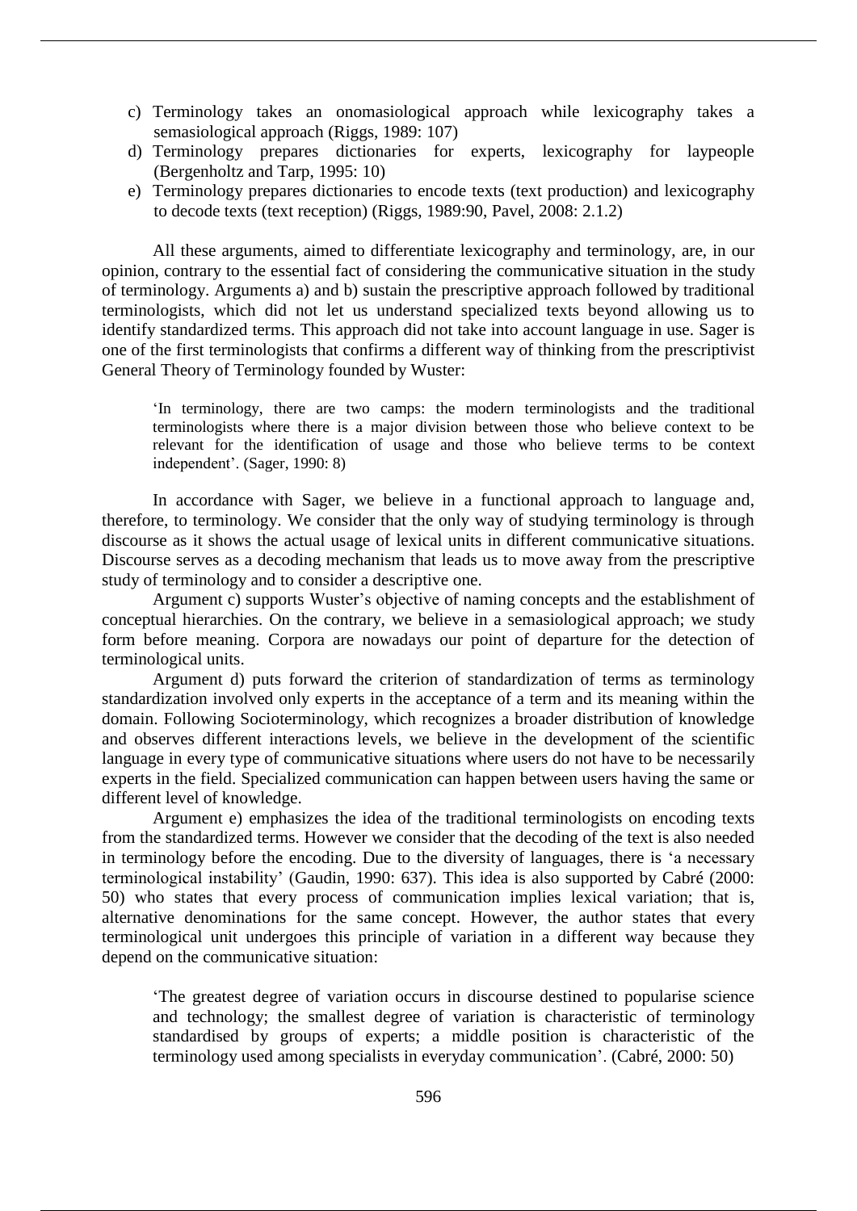c) Terminology takes an onomasiological approach while lexicography takes a semasiological approach (Riggs, 1989: 107)
d) Terminology prepares dictionaries for experts, lexicography for laypeople (Bergenholtz and Tarp, 1995: 10)
e) Terminology prepares dictionaries to encode texts (text production) and lexicography to decode texts (text reception) (Riggs, 1989:90, Pavel, 2008: 2.1.2)

All these arguments, aimed to differentiate lexicography and terminology, are, in our opinion, contrary to the essential fact of considering the communicative situation in the study of terminology. Arguments a) and b) sustain the prescriptive approach followed by traditional terminologists, which did not let us understand specialized texts beyond allowing us to identify standardized terms. This approach did not take into account language in use. Sager is one of the first terminologists that confirms a different way of thinking from the prescriptivist General Theory of Terminology founded by Wuster:

> 'In terminology, there are two camps: the modern terminologists and the traditional terminologists where there is a major division between those who believe context to be relevant for the identification of usage and those who believe terms to be context independent'. (Sager, 1990: 8)

In accordance with Sager, we believe in a functional approach to language and, therefore, to terminology. We consider that the only way of studying terminology is through discourse as it shows the actual usage of lexical units in different communicative situations. Discourse serves as a decoding mechanism that leads us to move away from the prescriptive study of terminology and to consider a descriptive one.

Argument c) supports Wuster's objective of naming concepts and the establishment of conceptual hierarchies. On the contrary, we believe in a semasiological approach; we study form before meaning. Corpora are nowadays our point of departure for the detection of terminological units.

Argument d) puts forward the criterion of standardization of terms as terminology standardization involved only experts in the acceptance of a term and its meaning within the domain. Following Socioterminology, which recognizes a broader distribution of knowledge and observes different interactions levels, we believe in the development of the scientific language in every type of communicative situations where users do not have to be necessarily experts in the field. Specialized communication can happen between users having the same or different level of knowledge.

Argument e) emphasizes the idea of the traditional terminologists on encoding texts from the standardized terms. However we consider that the decoding of the text is also needed in terminology before the encoding. Due to the diversity of languages, there is 'a necessary terminological instability' (Gaudin, 1990: 637). This idea is also supported by Cabré (2000: 50) who states that every process of communication implies lexical variation; that is, alternative denominations for the same concept. However, the author states that every terminological unit undergoes this principle of variation in a different way because they depend on the communicative situation:

> 'The greatest degree of variation occurs in discourse destined to popularise science and technology; the smallest degree of variation is characteristic of terminology standardised by groups of experts; a middle position is characteristic of the terminology used among specialists in everyday communication'. (Cabré, 2000: 50)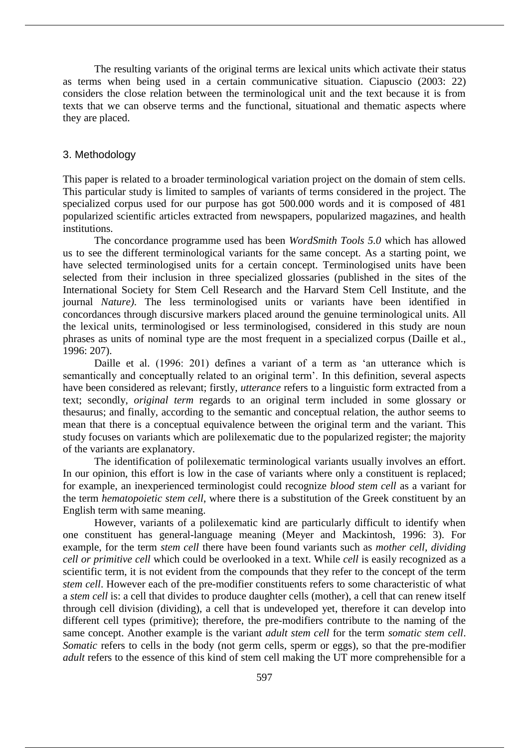The resulting variants of the original terms are lexical units which activate their status as terms when being used in a certain communicative situation. Ciapuscio (2003: 22) considers the close relation between the terminological unit and the text because it is from texts that we can observe terms and the functional, situational and thematic aspects where they are placed.

## 3. Methodology

This paper is related to a broader terminological variation project on the domain of stem cells. This particular study is limited to samples of variants of terms considered in the project. The specialized corpus used for our purpose has got 500.000 words and it is composed of 481 popularized scientific articles extracted from newspapers, popularized magazines, and health institutions.

The concordance programme used has been *WordSmith Tools 5.0* which has allowed us to see the different terminological variants for the same concept. As a starting point, we have selected terminologised units for a certain concept. Terminologised units have been selected from their inclusion in three specialized glossaries (published in the sites of the International Society for Stem Cell Research and the Harvard Stem Cell Institute, and the journal *Nature)*. The less terminologised units or variants have been identified in concordances through discursive markers placed around the genuine terminological units. All the lexical units, terminologised or less terminologised, considered in this study are noun phrases as units of nominal type are the most frequent in a specialized corpus (Daille et al., 1996: 207).

Daille et al. (1996: 201) defines a variant of a term as 'an utterance which is semantically and conceptually related to an original term'. In this definition, several aspects have been considered as relevant; firstly, *utterance* refers to a linguistic form extracted from a text; secondly, *original term* regards to an original term included in some glossary or thesaurus; and finally, according to the semantic and conceptual relation, the author seems to mean that there is a conceptual equivalence between the original term and the variant. This study focuses on variants which are polilexematic due to the popularized register; the majority of the variants are explanatory.

The identification of polilexematic terminological variants usually involves an effort. In our opinion, this effort is low in the case of variants where only a constituent is replaced; for example, an inexperienced terminologist could recognize *blood stem cell* as a variant for the term *hematopoietic stem cell*, where there is a substitution of the Greek constituent by an English term with same meaning.

However, variants of a polilexematic kind are particularly difficult to identify when one constituent has general-language meaning (Meyer and Mackintosh, 1996: 3). For example, for the term *stem cell* there have been found variants such as *mother cell, dividing cell or primitive cell* which could be overlooked in a text. While *cell* is easily recognized as a scientific term, it is not evident from the compounds that they refer to the concept of the term *stem cell*. However each of the pre-modifier constituents refers to some characteristic of what a *stem cell* is: a cell that divides to produce daughter cells (mother), a cell that can renew itself through cell division (dividing), a cell that is undeveloped yet, therefore it can develop into different cell types (primitive); therefore, the pre-modifiers contribute to the naming of the same concept. Another example is the variant *adult stem cell* for the term *somatic stem cell*. *Somatic* refers to cells in the body (not germ cells, sperm or eggs), so that the pre-modifier *adult* refers to the essence of this kind of stem cell making the UT more comprehensible for a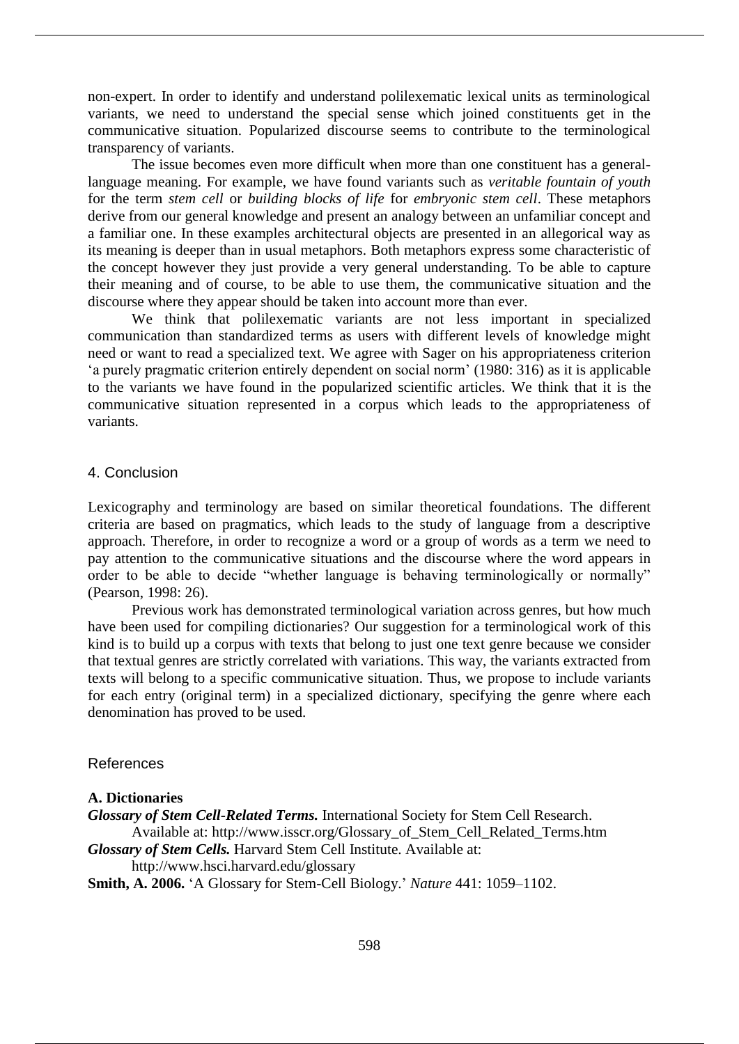non-expert. In order to identify and understand polilexematic lexical units as terminological variants, we need to understand the special sense which joined constituents get in the communicative situation. Popularized discourse seems to contribute to the terminological transparency of variants.

The issue becomes even more difficult when more than one constituent has a general-language meaning. For example, we have found variants such as *veritable fountain of youth* for the term *stem cell* or *building blocks of life* for *embryonic stem cell*. These metaphors derive from our general knowledge and present an analogy between an unfamiliar concept and a familiar one. In these examples architectural objects are presented in an allegorical way as its meaning is deeper than in usual metaphors. Both metaphors express some characteristic of the concept however they just provide a very general understanding. To be able to capture their meaning and of course, to be able to use them, the communicative situation and the discourse where they appear should be taken into account more than ever.

We think that polilexematic variants are not less important in specialized communication than standardized terms as users with different levels of knowledge might need or want to read a specialized text. We agree with Sager on his appropriateness criterion 'a purely pragmatic criterion entirely dependent on social norm' (1980: 316) as it is applicable to the variants we have found in the popularized scientific articles. We think that it is the communicative situation represented in a corpus which leads to the appropriateness of variants.

## 4. Conclusion

Lexicography and terminology are based on similar theoretical foundations. The different criteria are based on pragmatics, which leads to the study of language from a descriptive approach. Therefore, in order to recognize a word or a group of words as a term we need to pay attention to the communicative situations and the discourse where the word appears in order to be able to decide "whether language is behaving terminologically or normally" (Pearson, 1998: 26).

Previous work has demonstrated terminological variation across genres, but how much have been used for compiling dictionaries? Our suggestion for a terminological work of this kind is to build up a corpus with texts that belong to just one text genre because we consider that textual genres are strictly correlated with variations. This way, the variants extracted from texts will belong to a specific communicative situation. Thus, we propose to include variants for each entry (original term) in a specialized dictionary, specifying the genre where each denomination has proved to be used.

## References

**A. Dictionaries**

***Glossary of Stem Cell-Related Terms.*** International Society for Stem Cell Research. Available at: http://www.isscr.org/Glossary_of_Stem_Cell_Related_Terms.htm

***Glossary of Stem Cells.*** Harvard Stem Cell Institute. Available at: http://www.hsci.harvard.edu/glossary

**Smith, A. 2006.** 'A Glossary for Stem-Cell Biology.' *Nature* 441: 1059–1102.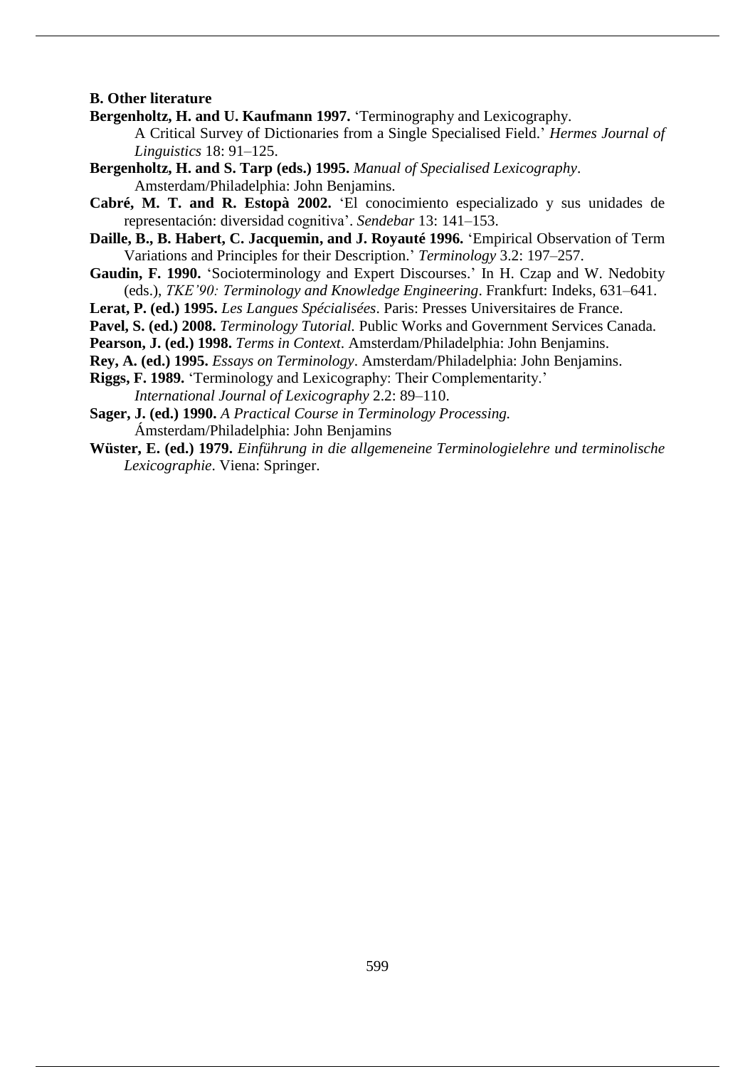**B. Other literature**

**Bergenholtz, H. and U. Kaufmann 1997.** 'Terminography and Lexicography. A Critical Survey of Dictionaries from a Single Specialised Field.' *Hermes Journal of Linguistics* 18: 91–125.

**Bergenholtz, H. and S. Tarp (eds.) 1995.** *Manual of Specialised Lexicography*. Amsterdam/Philadelphia: John Benjamins.

**Cabré, M. T. and R. Estopà 2002.** 'El conocimiento especializado y sus unidades de representación: diversidad cognitiva'. *Sendebar* 13: 141–153.

**Daille, B., B. Habert, C. Jacquemin, and J. Royauté 1996.** 'Empirical Observation of Term Variations and Principles for their Description.' *Terminology* 3.2: 197–257.

**Gaudin, F. 1990.** 'Socioterminology and Expert Discourses.' In H. Czap and W. Nedobity (eds.), *TKE'90: Terminology and Knowledge Engineering*. Frankfurt: Indeks, 631–641.

**Lerat, P. (ed.) 1995.** *Les Langues Spécialisées*. Paris: Presses Universitaires de France.

**Pavel, S. (ed.) 2008.** *Terminology Tutorial.* Public Works and Government Services Canada.

**Pearson, J. (ed.) 1998.** *Terms in Context*. Amsterdam/Philadelphia: John Benjamins.

**Rey, A. (ed.) 1995.** *Essays on Terminology*. Amsterdam/Philadelphia: John Benjamins.

**Riggs, F. 1989.** 'Terminology and Lexicography: Their Complementarity.' *International Journal of Lexicography* 2.2: 89–110.

**Sager, J. (ed.) 1990.** *A Practical Course in Terminology Processing.* Ámsterdam/Philadelphia: John Benjamins

**Wüster, E. (ed.) 1979.** *Einführung in die allgemeneine Terminologielehre und terminolische Lexicographie*. Viena: Springer.